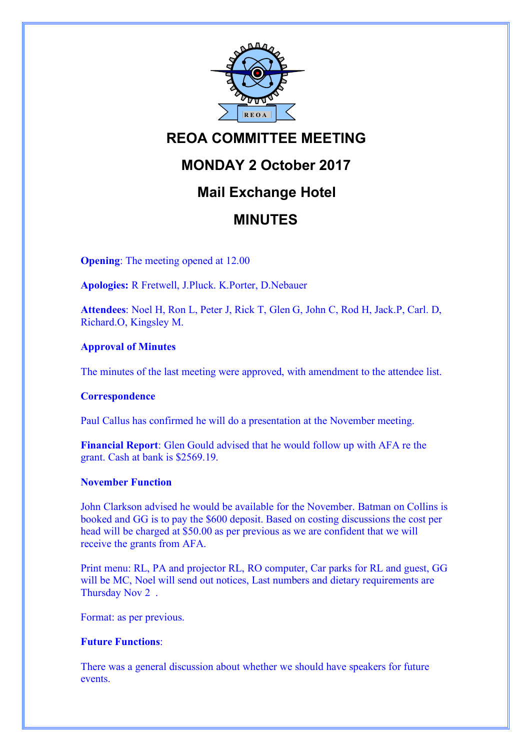REOA

# REOA COMMITTEE MEETING

# MONDAY 2 October 2017

# Mail Exchange Hotel

# MINUTES

**Opening**: The meeting opened at 12.00

**Apologies:** R Fretwell, J.Pluck. K.Porter, D.Nebauer

**Attendees**: Noel H, Ron L, Peter J, Rick T, Glen G, John C, Rod H, Jack.P, Carl. D, Richard.O, Kingsley M.

**Approval of Minutes**

The minutes of the last meeting were approved, with amendment to the attendee list.

**Correspondence**

Paul Callus has confirmed he will do a presentation at the November meeting.

**Financial Report**: Glen Gould advised that he would follow up with AFA re the grant. Cash at bank is $2569.19.

**November Function**

John Clarkson advised he would be available for the November. Batman on Collins is booked and GG is to pay the $600 deposit. Based on costing discussions the cost per head will be charged at $50.00 as per previous as we are confident that we will receive the grants from AFA.

Print menu: RL, PA and projector RL, RO computer, Car parks for RL and guest, GG will be MC, Noel will send out notices, Last numbers and dietary requirements are Thursday Nov 2 .

Format: as per previous.

**Future Functions**:

There was a general discussion about whether we should have speakers for future events.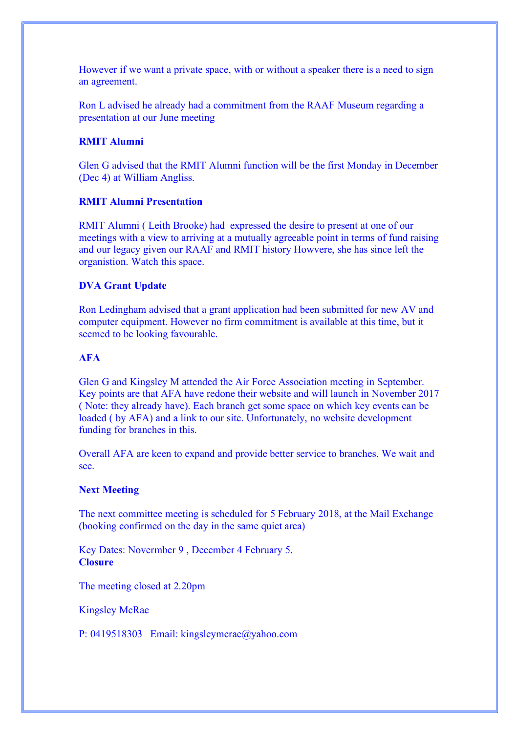However if we want a private space, with or without a speaker there is a need to sign an agreement.

Ron L advised he already had a commitment from the RAAF Museum regarding a presentation at our June meeting

**RMIT Alumni**

Glen G advised that the RMIT Alumni function will be the first Monday in December (Dec 4) at William Angliss.

**RMIT Alumni Presentation**

RMIT Alumni ( Leith Brooke) had expressed the desire to present at one of our meetings with a view to arriving at a mutually agreeable point in terms of fund raising and our legacy given our RAAF and RMIT history Howvere, she has since left the organistion. Watch this space.

**DVA Grant Update**

Ron Ledingham advised that a grant application had been submitted for new AV and computer equipment. However no firm commitment is available at this time, but it seemed to be looking favourable.

**AFA**

Glen G and Kingsley M attended the Air Force Association meeting in September. Key points are that AFA have redone their website and will launch in November 2017 ( Note: they already have). Each branch get some space on which key events can be loaded ( by AFA) and a link to our site. Unfortunately, no website development funding for branches in this.

Overall AFA are keen to expand and provide better service to branches. We wait and see.

**Next Meeting**

The next committee meeting is scheduled for 5 February 2018, at the Mail Exchange (booking confirmed on the day in the same quiet area)

Key Dates: Novermber 9 , December 4 February 5.

**Closure**

The meeting closed at 2.20pm

Kingsley McRae

P: 0419518303 Email: kingsleymcrae@yahoo.com